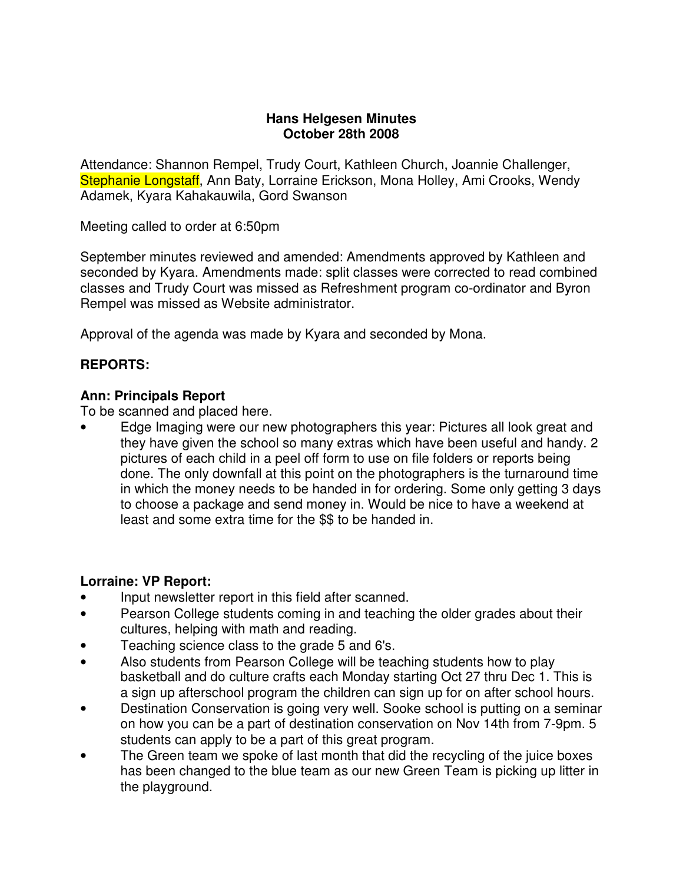**Hans Helgesen Minutes**
**October 28th 2008**

Attendance: Shannon Rempel, Trudy Court, Kathleen Church, Joannie Challenger, Stephanie Longstaff, Ann Baty, Lorraine Erickson, Mona Holley, Ami Crooks, Wendy Adamek, Kyara Kahakauwila, Gord Swanson

Meeting called to order at 6:50pm

September minutes reviewed and amended: Amendments approved by Kathleen and seconded by Kyara. Amendments made: split classes were corrected to read combined classes and Trudy Court was missed as Refreshment program co-ordinator and Byron Rempel was missed as Website administrator.

Approval of the agenda was made by Kyara and seconded by Mona.

## REPORTS:

### Ann: Principals Report

To be scanned and placed here.

- Edge Imaging were our new photographers this year: Pictures all look great and they have given the school so many extras which have been useful and handy. 2 pictures of each child in a peel off form to use on file folders or reports being done. The only downfall at this point on the photographers is the turnaround time in which the money needs to be handed in for ordering. Some only getting 3 days to choose a package and send money in. Would be nice to have a weekend at least and some extra time for the $$ to be handed in.

### Lorraine: VP Report:

- Input newsletter report in this field after scanned.
- Pearson College students coming in and teaching the older grades about their cultures, helping with math and reading.
- Teaching science class to the grade 5 and 6's.
- Also students from Pearson College will be teaching students how to play basketball and do culture crafts each Monday starting Oct 27 thru Dec 1. This is a sign up afterschool program the children can sign up for on after school hours.
- Destination Conservation is going very well. Sooke school is putting on a seminar on how you can be a part of destination conservation on Nov 14th from 7-9pm. 5 students can apply to be a part of this great program.
- The Green team we spoke of last month that did the recycling of the juice boxes has been changed to the blue team as our new Green Team is picking up litter in the playground.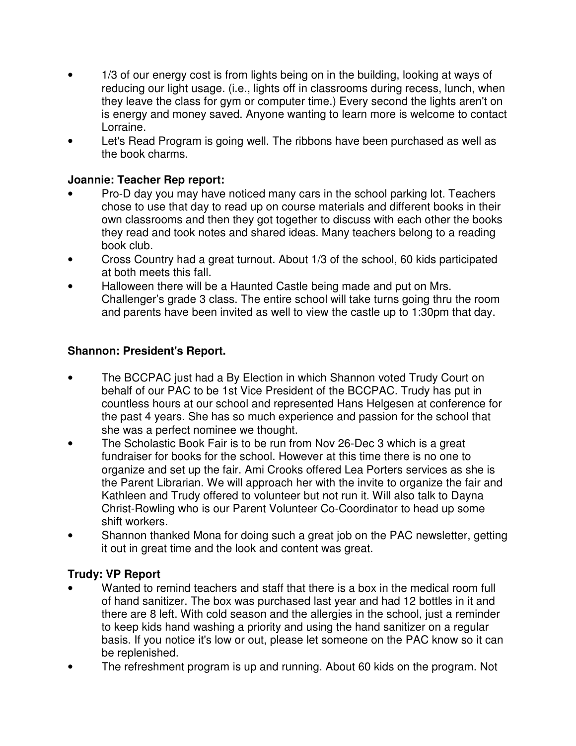- 1/3 of our energy cost is from lights being on in the building, looking at ways of reducing our light usage. (i.e., lights off in classrooms during recess, lunch, when they leave the class for gym or computer time.) Every second the lights aren't on is energy and money saved. Anyone wanting to learn more is welcome to contact Lorraine.
- Let's Read Program is going well. The ribbons have been purchased as well as the book charms.

**Joannie: Teacher Rep report:**

- Pro-D day you may have noticed many cars in the school parking lot. Teachers chose to use that day to read up on course materials and different books in their own classrooms and then they got together to discuss with each other the books they read and took notes and shared ideas. Many teachers belong to a reading book club.
- Cross Country had a great turnout. About 1/3 of the school, 60 kids participated at both meets this fall.
- Halloween there will be a Haunted Castle being made and put on Mrs. Challenger's grade 3 class. The entire school will take turns going thru the room and parents have been invited as well to view the castle up to 1:30pm that day.

**Shannon: President's Report.**

- The BCCPAC just had a By Election in which Shannon voted Trudy Court on behalf of our PAC to be 1st Vice President of the BCCPAC. Trudy has put in countless hours at our school and represented Hans Helgesen at conference for the past 4 years. She has so much experience and passion for the school that she was a perfect nominee we thought.
- The Scholastic Book Fair is to be run from Nov 26-Dec 3 which is a great fundraiser for books for the school. However at this time there is no one to organize and set up the fair. Ami Crooks offered Lea Porters services as she is the Parent Librarian. We will approach her with the invite to organize the fair and Kathleen and Trudy offered to volunteer but not run it. Will also talk to Dayna Christ-Rowling who is our Parent Volunteer Co-Coordinator to head up some shift workers.
- Shannon thanked Mona for doing such a great job on the PAC newsletter, getting it out in great time and the look and content was great.

**Trudy: VP Report**

- Wanted to remind teachers and staff that there is a box in the medical room full of hand sanitizer. The box was purchased last year and had 12 bottles in it and there are 8 left. With cold season and the allergies in the school, just a reminder to keep kids hand washing a priority and using the hand sanitizer on a regular basis. If you notice it's low or out, please let someone on the PAC know so it can be replenished.
- The refreshment program is up and running. About 60 kids on the program. Not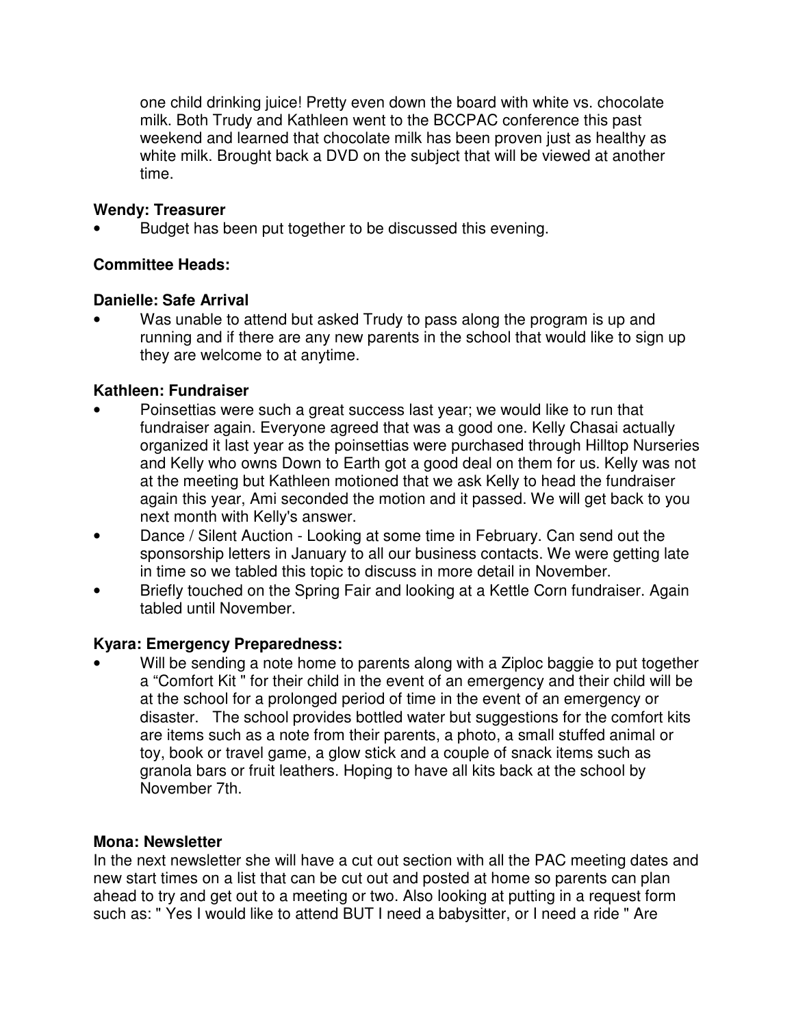one child drinking juice! Pretty even down the board with white vs. chocolate milk. Both Trudy and Kathleen went to the BCCPAC conference this past weekend and learned that chocolate milk has been proven just as healthy as white milk. Brought back a DVD on the subject that will be viewed at another time.

**Wendy: Treasurer**

- Budget has been put together to be discussed this evening.

**Committee Heads:**

**Danielle: Safe Arrival**

- Was unable to attend but asked Trudy to pass along the program is up and running and if there are any new parents in the school that would like to sign up they are welcome to at anytime.

**Kathleen: Fundraiser**

- Poinsettias were such a great success last year; we would like to run that fundraiser again. Everyone agreed that was a good one. Kelly Chasai actually organized it last year as the poinsettias were purchased through Hilltop Nurseries and Kelly who owns Down to Earth got a good deal on them for us. Kelly was not at the meeting but Kathleen motioned that we ask Kelly to head the fundraiser again this year, Ami seconded the motion and it passed. We will get back to you next month with Kelly's answer.
- Dance / Silent Auction - Looking at some time in February. Can send out the sponsorship letters in January to all our business contacts. We were getting late in time so we tabled this topic to discuss in more detail in November.
- Briefly touched on the Spring Fair and looking at a Kettle Corn fundraiser. Again tabled until November.

**Kyara: Emergency Preparedness:**

- Will be sending a note home to parents along with a Ziploc baggie to put together a "Comfort Kit " for their child in the event of an emergency and their child will be at the school for a prolonged period of time in the event of an emergency or disaster. The school provides bottled water but suggestions for the comfort kits are items such as a note from their parents, a photo, a small stuffed animal or toy, book or travel game, a glow stick and a couple of snack items such as granola bars or fruit leathers. Hoping to have all kits back at the school by November 7th.

**Mona: Newsletter**

In the next newsletter she will have a cut out section with all the PAC meeting dates and new start times on a list that can be cut out and posted at home so parents can plan ahead to try and get out to a meeting or two. Also looking at putting in a request form such as: " Yes I would like to attend BUT I need a babysitter, or I need a ride " Are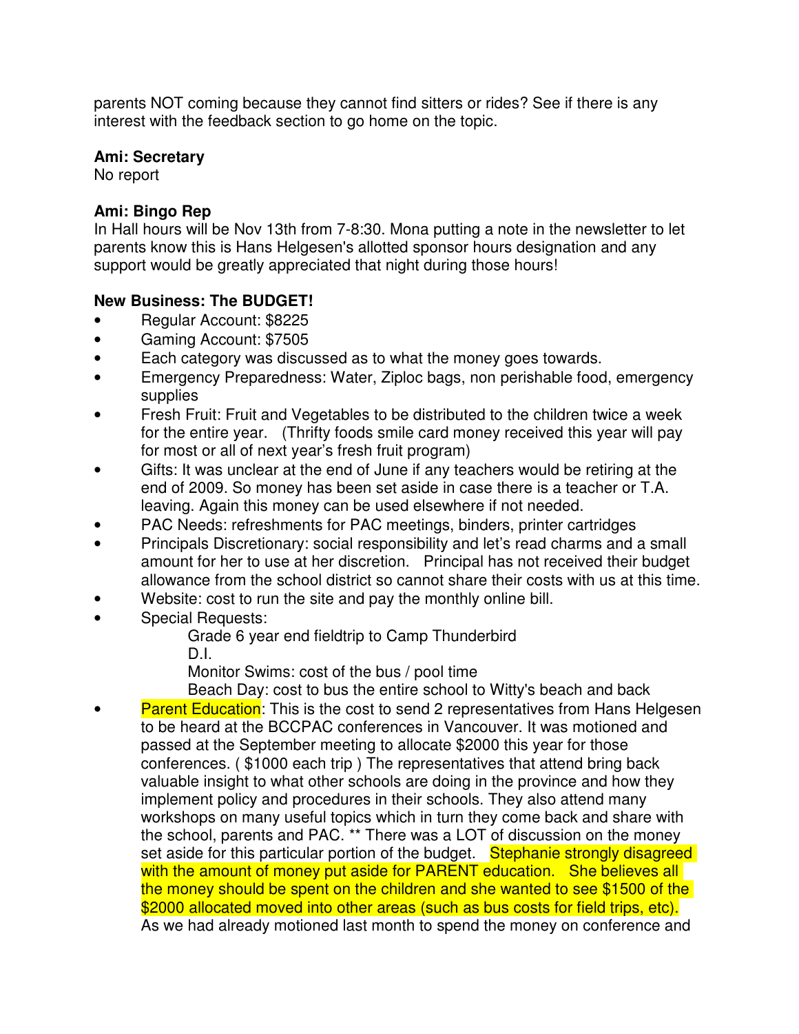parents NOT coming because they cannot find sitters or rides? See if there is any interest with the feedback section to go home on the topic.

**Ami: Secretary**
No report

**Ami: Bingo Rep**
In Hall hours will be Nov 13th from 7-8:30. Mona putting a note in the newsletter to let parents know this is Hans Helgesen's allotted sponsor hours designation and any support would be greatly appreciated that night during those hours!

**New Business: The BUDGET!**

- Regular Account: $8225
- Gaming Account: $7505
- Each category was discussed as to what the money goes towards.
- Emergency Preparedness: Water, Ziploc bags, non perishable food, emergency supplies
- Fresh Fruit: Fruit and Vegetables to be distributed to the children twice a week for the entire year. (Thrifty foods smile card money received this year will pay for most or all of next year's fresh fruit program)
- Gifts: It was unclear at the end of June if any teachers would be retiring at the end of 2009. So money has been set aside in case there is a teacher or T.A. leaving. Again this money can be used elsewhere if not needed.
- PAC Needs: refreshments for PAC meetings, binders, printer cartridges
- Principals Discretionary: social responsibility and let's read charms and a small amount for her to use at her discretion. Principal has not received their budget allowance from the school district so cannot share their costs with us at this time.
- Website: cost to run the site and pay the monthly online bill.
- Special Requests:
  - Grade 6 year end fieldtrip to Camp Thunderbird
  - D.I.
  - Monitor Swims: cost of the bus / pool time
  - Beach Day: cost to bus the entire school to Witty's beach and back
- Parent Education: This is the cost to send 2 representatives from Hans Helgesen to be heard at the BCCPAC conferences in Vancouver. It was motioned and passed at the September meeting to allocate $2000 this year for those conferences. ( $1000 each trip ) The representatives that attend bring back valuable insight to what other schools are doing in the province and how they implement policy and procedures in their schools. They also attend many workshops on many useful topics which in turn they come back and share with the school, parents and PAC. ** There was a LOT of discussion on the money set aside for this particular portion of the budget. Stephanie strongly disagreed with the amount of money put aside for PARENT education. She believes all the money should be spent on the children and she wanted to see $1500 of the $2000 allocated moved into other areas (such as bus costs for field trips, etc). As we had already motioned last month to spend the money on conference and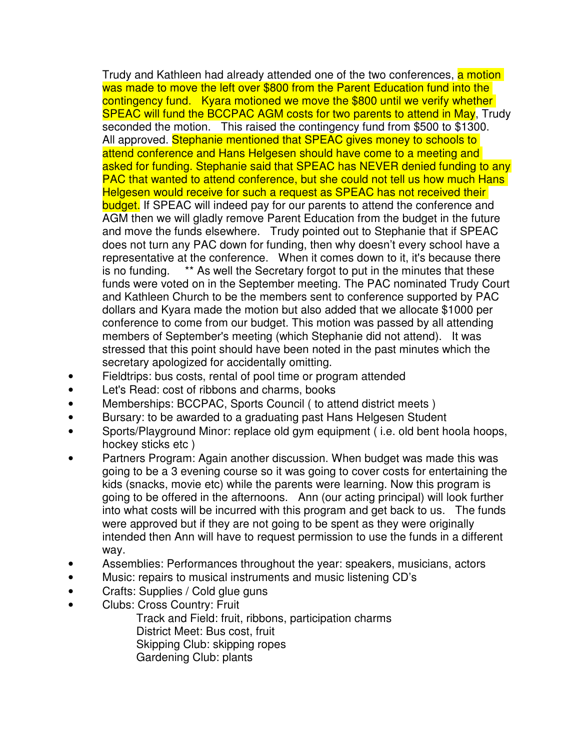Trudy and Kathleen had already attended one of the two conferences, a motion was made to move the left over \$800 from the Parent Education fund into the contingency fund. Kyara motioned we move the \$800 until we verify whether SPEAC will fund the BCCPAC AGM costs for two parents to attend in May, Trudy seconded the motion. This raised the contingency fund from \$500 to \$1300. All approved. Stephanie mentioned that SPEAC gives money to schools to attend conference and Hans Helgesen should have come to a meeting and asked for funding. Stephanie said that SPEAC has NEVER denied funding to any PAC that wanted to attend conference, but she could not tell us how much Hans Helgesen would receive for such a request as SPEAC has not received their budget. If SPEAC will indeed pay for our parents to attend the conference and AGM then we will gladly remove Parent Education from the budget in the future and move the funds elsewhere. Trudy pointed out to Stephanie that if SPEAC does not turn any PAC down for funding, then why doesn't every school have a representative at the conference. When it comes down to it, it's because there is no funding. ** As well the Secretary forgot to put in the minutes that these funds were voted on in the September meeting. The PAC nominated Trudy Court and Kathleen Church to be the members sent to conference supported by PAC dollars and Kyara made the motion but also added that we allocate \$1000 per conference to come from our budget. This motion was passed by all attending members of September's meeting (which Stephanie did not attend). It was stressed that this point should have been noted in the past minutes which the secretary apologized for accidentally omitting.

- Fieldtrips: bus costs, rental of pool time or program attended
- Let's Read: cost of ribbons and charms, books
- Memberships: BCCPAC, Sports Council ( to attend district meets )
- Bursary: to be awarded to a graduating past Hans Helgesen Student
- Sports/Playground Minor: replace old gym equipment ( i.e. old bent hoola hoops, hockey sticks etc )
- Partners Program: Again another discussion. When budget was made this was going to be a 3 evening course so it was going to cover costs for entertaining the kids (snacks, movie etc) while the parents were learning. Now this program is going to be offered in the afternoons. Ann (our acting principal) will look further into what costs will be incurred with this program and get back to us. The funds were approved but if they are not going to be spent as they were originally intended then Ann will have to request permission to use the funds in a different way.
- Assemblies: Performances throughout the year: speakers, musicians, actors
- Music: repairs to musical instruments and music listening CD's
- Crafts: Supplies / Cold glue guns
- Clubs: Cross Country: Fruit
  - Track and Field: fruit, ribbons, participation charms
  - District Meet: Bus cost, fruit
  - Skipping Club: skipping ropes
  - Gardening Club: plants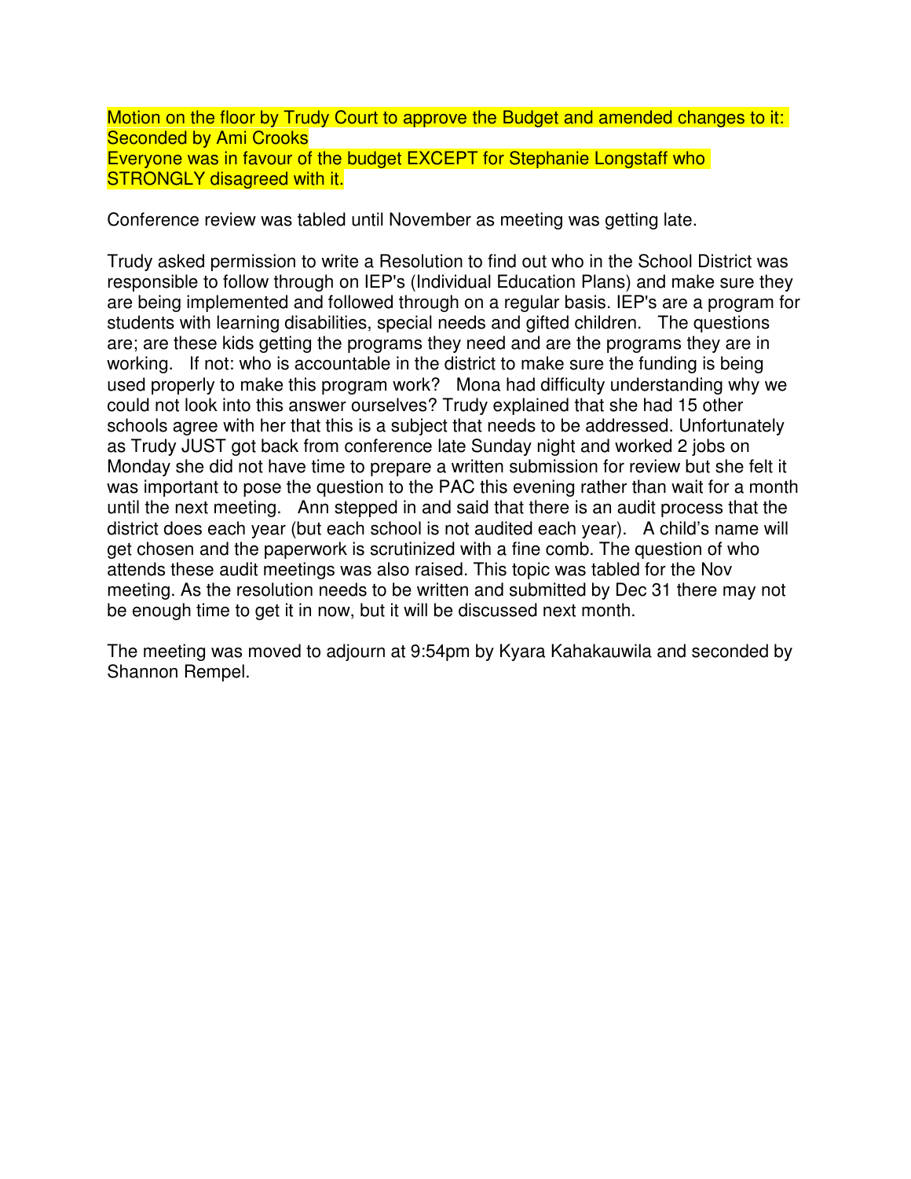Motion on the floor by Trudy Court to approve the Budget and amended changes to it:
Seconded by Ami Crooks
Everyone was in favour of the budget EXCEPT for Stephanie Longstaff who STRONGLY disagreed with it.

Conference review was tabled until November as meeting was getting late.

Trudy asked permission to write a Resolution to find out who in the School District was responsible to follow through on IEP's (Individual Education Plans) and make sure they are being implemented and followed through on a regular basis. IEP's are a program for students with learning disabilities, special needs and gifted children. The questions are; are these kids getting the programs they need and are the programs they are in working. If not: who is accountable in the district to make sure the funding is being used properly to make this program work? Mona had difficulty understanding why we could not look into this answer ourselves? Trudy explained that she had 15 other schools agree with her that this is a subject that needs to be addressed. Unfortunately as Trudy JUST got back from conference late Sunday night and worked 2 jobs on Monday she did not have time to prepare a written submission for review but she felt it was important to pose the question to the PAC this evening rather than wait for a month until the next meeting. Ann stepped in and said that there is an audit process that the district does each year (but each school is not audited each year). A child's name will get chosen and the paperwork is scrutinized with a fine comb. The question of who attends these audit meetings was also raised. This topic was tabled for the Nov meeting. As the resolution needs to be written and submitted by Dec 31 there may not be enough time to get it in now, but it will be discussed next month.

The meeting was moved to adjourn at 9:54pm by Kyara Kahakauwila and seconded by Shannon Rempel.